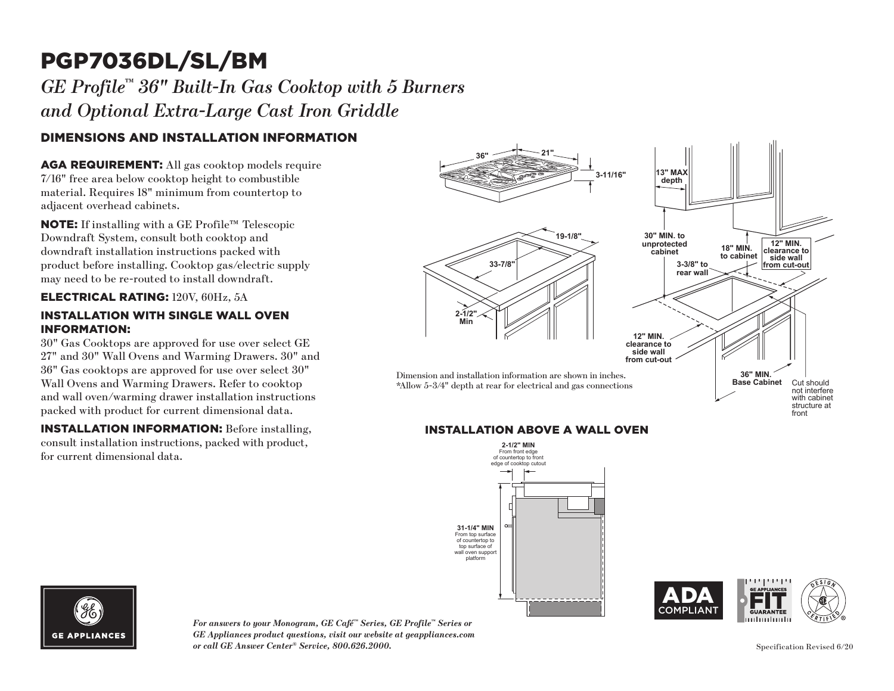# PGP7036DL/SL/BM

## *GE Profile™ 36" Built-In Gas Cooktop with 5 Burners and Optional Extra-Large Cast Iron Griddle*

### DIMENSIONS AND INSTALLATION INFORMATION

**AGA REQUIREMENT:** All gas cooktop models require 7/16" free area below cooktop height to combustible material. Requires 18" minimum from countertop to adjacent overhead cabinets.

**NOTE:** If installing with a GE Profile™ Telescopic Downdraft System, consult both cooktop and downdraft installation instructions packed with product before installing. Cooktop gas/electric supply may need to be re-routed to install downdraft.

**ELECTRICAL RATING:** 120V, 60Hz, 5A

**INSTALLATION WITH SINGLE WALL OVEN INFORMATION:**
30" Gas Cooktops are approved for use over select GE 27" and 30" Wall Ovens and Warming Drawers. 30" and 36" Gas cooktops are approved for use over select 30" Wall Ovens and Warming Drawers. Refer to cooktop and wall oven/warming drawer installation instructions packed with product for current dimensional data.

**INSTALLATION INFORMATION:** Before installing, consult installation instructions, packed with product, for current dimensional data.

36" 21" 3-11/16"

19-1/8" 33-7/8" 2-1/2" Min

13" MAX depth

30" MIN. to unprotected cabinet

18" MIN. to cabinet

12" MIN. clearance to side wall from cut-out

3-3/8" to rear wall

12" MIN. clearance to side wall from cut-out

36" MIN. Base Cabinet

Cut should not interfere with cabinet structure at front

Dimension and installation information are shown in inches.
*Allow 5-3/4" depth at rear for electrical and gas connections

### INSTALLATION ABOVE A WALL OVEN

**2-1/2" MIN** From front edge of countertop to front edge of cooktop cutout

**31-1/4" MIN** From top surface of countertop to top surface of wall oven support platform

ADA COMPLIANT

GE APPLIANCES FIT GUARANTEE

DESIGN CERTIFIED

GE APPLIANCES

*For answers to your Monogram, GE Café™ Series, GE Profile™ Series or GE Appliances product questions, visit our website at geappliances.com or call GE Answer Center® Service, 800.626.2000.*

Specification Revised 6/20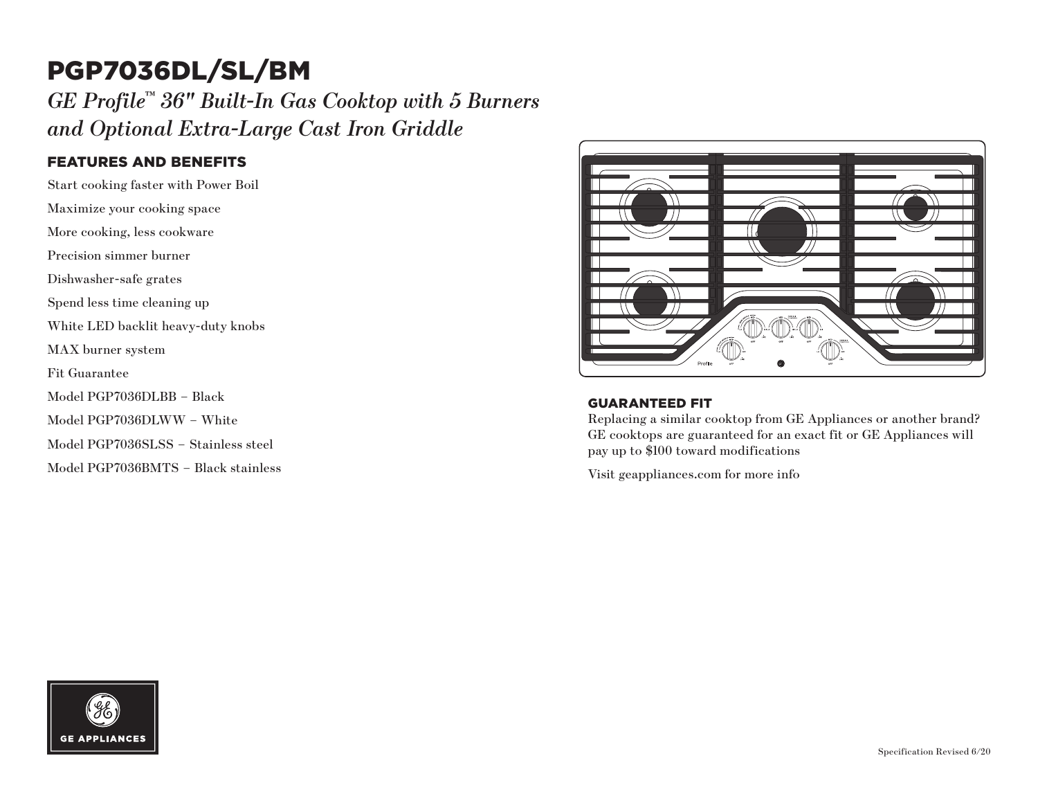# PGP7036DL/SL/BM

*GE Profile™ 36" Built-In Gas Cooktop with 5 Burners and Optional Extra-Large Cast Iron Griddle*

## FEATURES AND BENEFITS

Start cooking faster with Power Boil

Maximize your cooking space

More cooking, less cookware

Precision simmer burner

Dishwasher-safe grates

Spend less time cleaning up

White LED backlit heavy-duty knobs

MAX burner system

Fit Guarantee

Model PGP7036DLBB – Black

Model PGP7036DLWW – White

Model PGP7036SLSS – Stainless steel

Model PGP7036BMTS – Black stainless

## GUARANTEED FIT

Replacing a similar cooktop from GE Appliances or another brand? GE cooktops are guaranteed for an exact fit or GE Appliances will pay up to $100 toward modifications

Visit geappliances.com for more info

GE APPLIANCES

Specification Revised 6/20